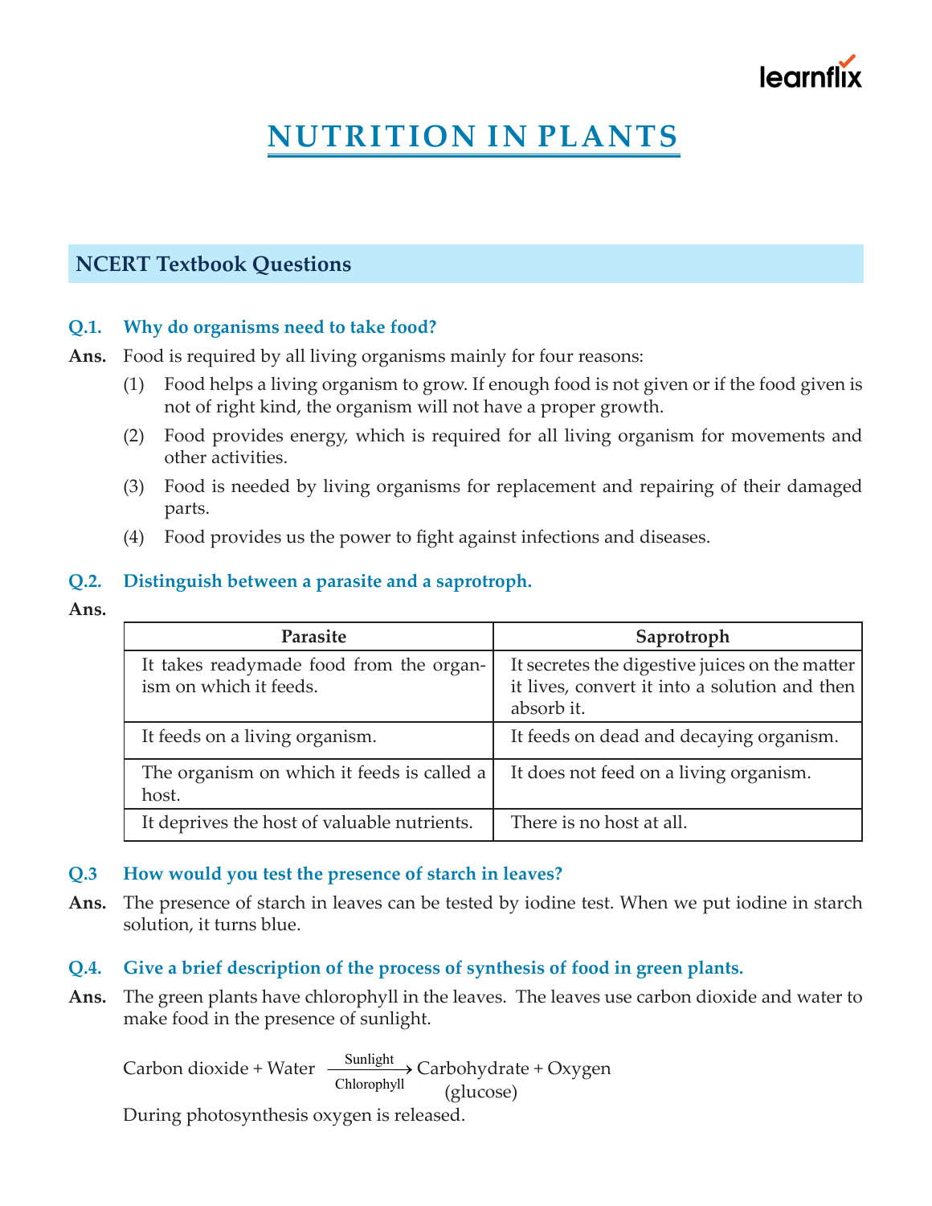# NUTRITION IN PLANTS

## NCERT Textbook Questions

**Q.1. Why do organisms need to take food?**

**Ans.** Food is required by all living organisms mainly for four reasons:

(1) Food helps a living organism to grow. If enough food is not given or if the food given is not of right kind, the organism will not have a proper growth.

(2) Food provides energy, which is required for all living organism for movements and other activities.

(3) Food is needed by living organisms for replacement and repairing of their damaged parts.

(4) Food provides us the power to fight against infections and diseases.

**Q.2. Distinguish between a parasite and a saprotroph.**

**Ans.**

| Parasite | Saprotroph |
|---|---|
| It takes readymade food from the organism on which it feeds. | It secretes the digestive juices on the matter it lives, convert it into a solution and then absorb it. |
| It feeds on a living organism. | It feeds on dead and decaying organism. |
| The organism on which it feeds is called a host. | It does not feed on a living organism. |
| It deprives the host of valuable nutrients. | There is no host at all. |

**Q.3 How would you test the presence of starch in leaves?**

**Ans.** The presence of starch in leaves can be tested by iodine test. When we put iodine in starch solution, it turns blue.

**Q.4. Give a brief description of the process of synthesis of food in green plants.**

**Ans.** The green plants have chlorophyll in the leaves. The leaves use carbon dioxide and water to make food in the presence of sunlight.

$$\text{Carbon dioxide} + \text{Water} \xrightarrow[\text{Chlorophyll}]{\text{Sunlight}} \underset{\text{(glucose)}}{\text{Carbohydrate}} + \text{Oxygen}$$

During photosynthesis oxygen is released.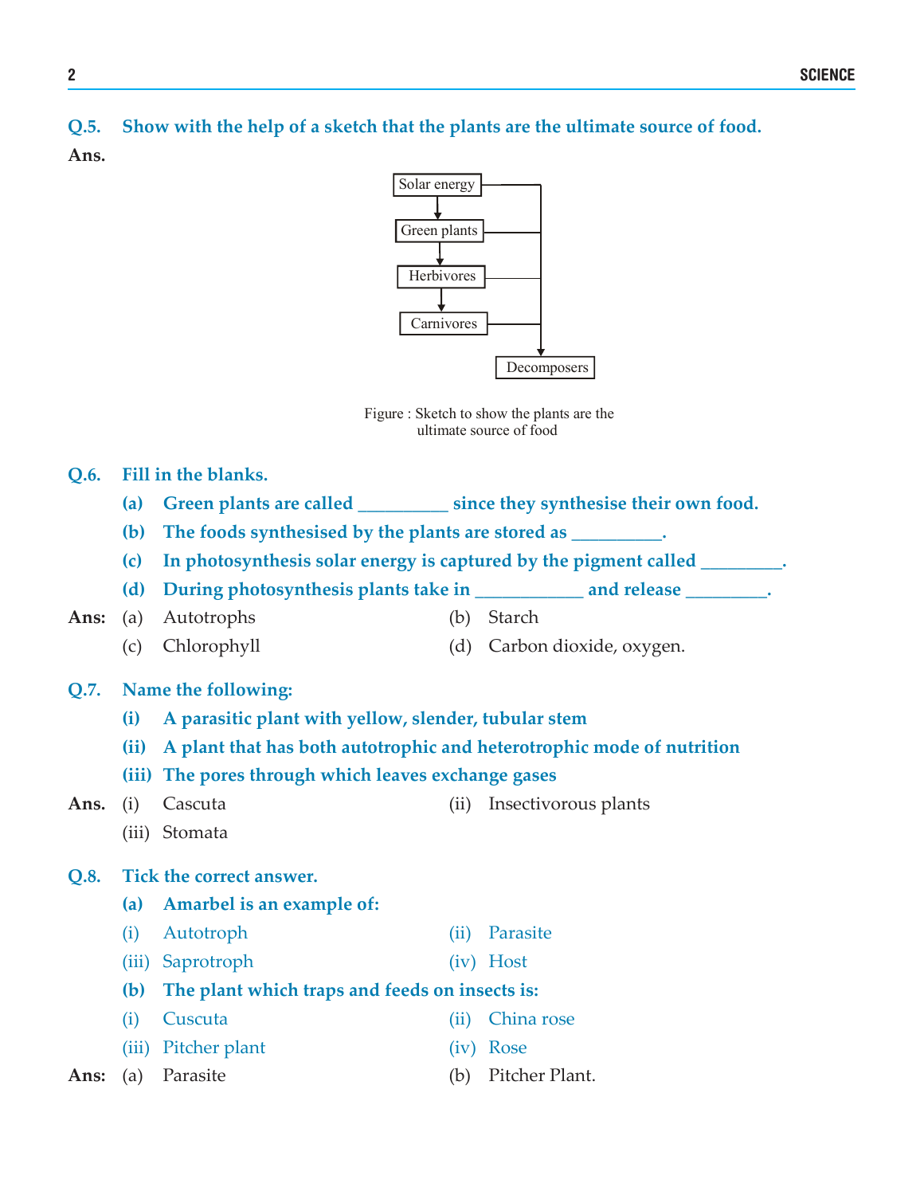**Q.5. Show with the help of a sketch that the plants are the ultimate source of food.**

**Ans.**

```
Solar energy ──────────┐
     ↓                 │
Green plants ──────────┤
     ↓                 │
Herbivores ────────────┤
     ↓                 │
Carnivores ────────────┤
                       ↓
                 Decomposers
```

Figure : Sketch to show the plants are the ultimate source of food

**Q.6. Fill in the blanks.**

**(a) Green plants are called __________ since they synthesise their own food.**

**(b) The foods synthesised by the plants are stored as __________.**

**(c) In photosynthesis solar energy is captured by the pigment called _________.**

**(d) During photosynthesis plants take in ____________ and release _________.**

**Ans:** (a) Autotrophs (b) Starch

(c) Chlorophyll (d) Carbon dioxide, oxygen.

**Q.7. Name the following:**

**(i) A parasitic plant with yellow, slender, tubular stem**

**(ii) A plant that has both autotrophic and heterotrophic mode of nutrition**

**(iii) The pores through which leaves exchange gases**

**Ans.** (i) Cascuta (ii) Insectivorous plants

(iii) Stomata

**Q.8. Tick the correct answer.**

**(a) Amarbel is an example of:**

(i) Autotroph (ii) Parasite

(iii) Saprotroph (iv) Host

**(b) The plant which traps and feeds on insects is:**

(i) Cuscuta (ii) China rose

(iii) Pitcher plant (iv) Rose

**Ans:** (a) Parasite (b) Pitcher Plant.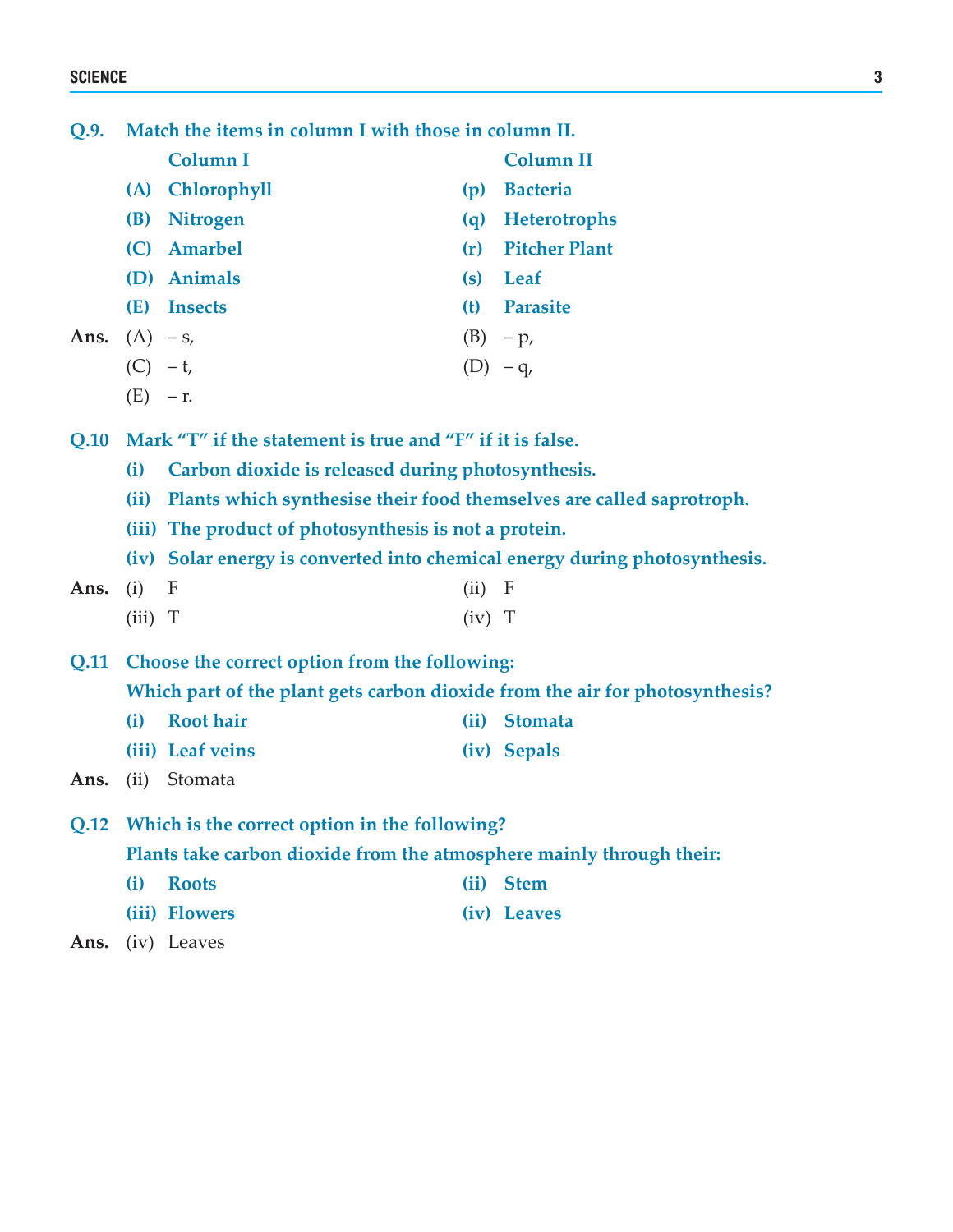**Q.9. Match the items in column I with those in column II.**

| Column I | Column II |
|---|---|
| **(A) Chlorophyll** | **(p) Bacteria** |
| **(B) Nitrogen** | **(q) Heterotrophs** |
| **(C) Amarbel** | **(r) Pitcher Plant** |
| **(D) Animals** | **(s) Leaf** |
| **(E) Insects** | **(t) Parasite** |

**Ans.** (A) – s, (B) – p,
(C) – t, (D) – q,
(E) – r.

**Q.10 Mark "T" if the statement is true and "F" if it is false.**

**(i) Carbon dioxide is released during photosynthesis.**

**(ii) Plants which synthesise their food themselves are called saprotroph.**

**(iii) The product of photosynthesis is not a protein.**

**(iv) Solar energy is converted into chemical energy during photosynthesis.**

**Ans.** (i) F (ii) F
(iii) T (iv) T

**Q.11 Choose the correct option from the following:**
**Which part of the plant gets carbon dioxide from the air for photosynthesis?**

**(i) Root hair** **(ii) Stomata**
**(iii) Leaf veins** **(iv) Sepals**

**Ans.** (ii) Stomata

**Q.12 Which is the correct option in the following?**
**Plants take carbon dioxide from the atmosphere mainly through their:**

**(i) Roots** **(ii) Stem**
**(iii) Flowers** **(iv) Leaves**

**Ans.** (iv) Leaves